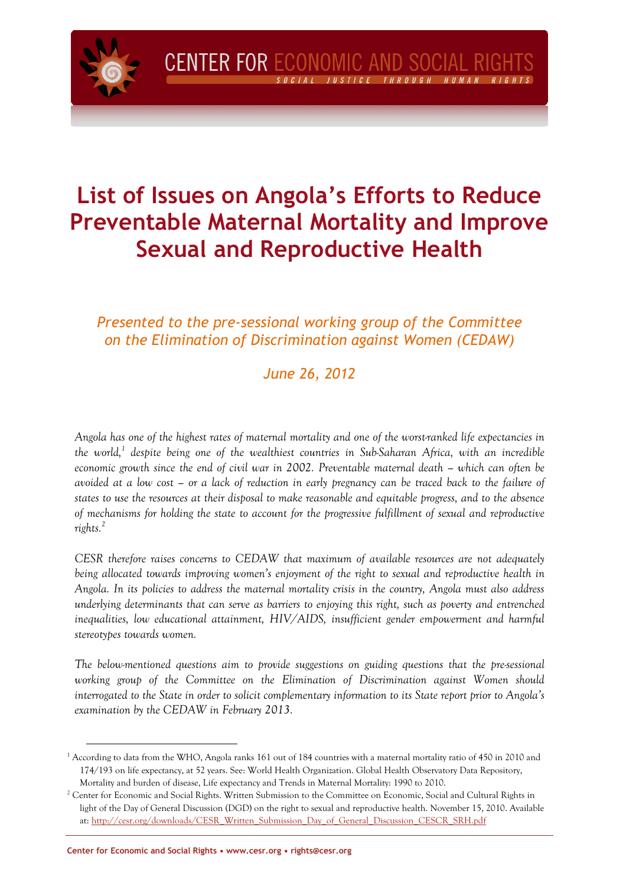CENTER FOR ECONOMIC AND SOCIAL RIGHTS

SOCIAL JUSTICE THROUGH HUMAN RIGHTS

# List of Issues on Angola's Efforts to Reduce Preventable Maternal Mortality and Improve Sexual and Reproductive Health

*Presented to the pre-sessional working group of the Committee on the Elimination of Discrimination against Women (CEDAW)*

*June 26, 2012*

*Angola has one of the highest rates of maternal mortality and one of the worst-ranked life expectancies in the world,[1] despite being one of the wealthiest countries in Sub-Saharan Africa, with an incredible economic growth since the end of civil war in 2002. Preventable maternal death – which can often be avoided at a low cost – or a lack of reduction in early pregnancy can be traced back to the failure of states to use the resources at their disposal to make reasonable and equitable progress, and to the absence of mechanisms for holding the state to account for the progressive fulfillment of sexual and reproductive rights.[2]*

*CESR therefore raises concerns to CEDAW that maximum of available resources are not adequately being allocated towards improving women's enjoyment of the right to sexual and reproductive health in Angola. In its policies to address the maternal mortality crisis in the country, Angola must also address underlying determinants that can serve as barriers to enjoying this right, such as poverty and entrenched inequalities, low educational attainment, HIV/AIDS, insufficient gender empowerment and harmful stereotypes towards women.*

*The below-mentioned questions aim to provide suggestions on guiding questions that the pre-sessional working group of the Committee on the Elimination of Discrimination against Women should interrogated to the State in order to solicit complementary information to its State report prior to Angola's examination by the CEDAW in February 2013.*

---

[1] According to data from the WHO, Angola ranks 161 out of 184 countries with a maternal mortality ratio of 450 in 2010 and 174/193 on life expectancy, at 52 years. See: World Health Organization. Global Health Observatory Data Repository, Mortality and burden of disease, Life expectancy and Trends in Maternal Mortality: 1990 to 2010.

[2] Center for Economic and Social Rights. Written Submission to the Committee on Economic, Social and Cultural Rights in light of the Day of General Discussion (DGD) on the right to sexual and reproductive health. November 15, 2010. Available at: http://cesr.org/downloads/CESR_Written_Submission_Day_of_General_Discussion_CESCR_SRH.pdf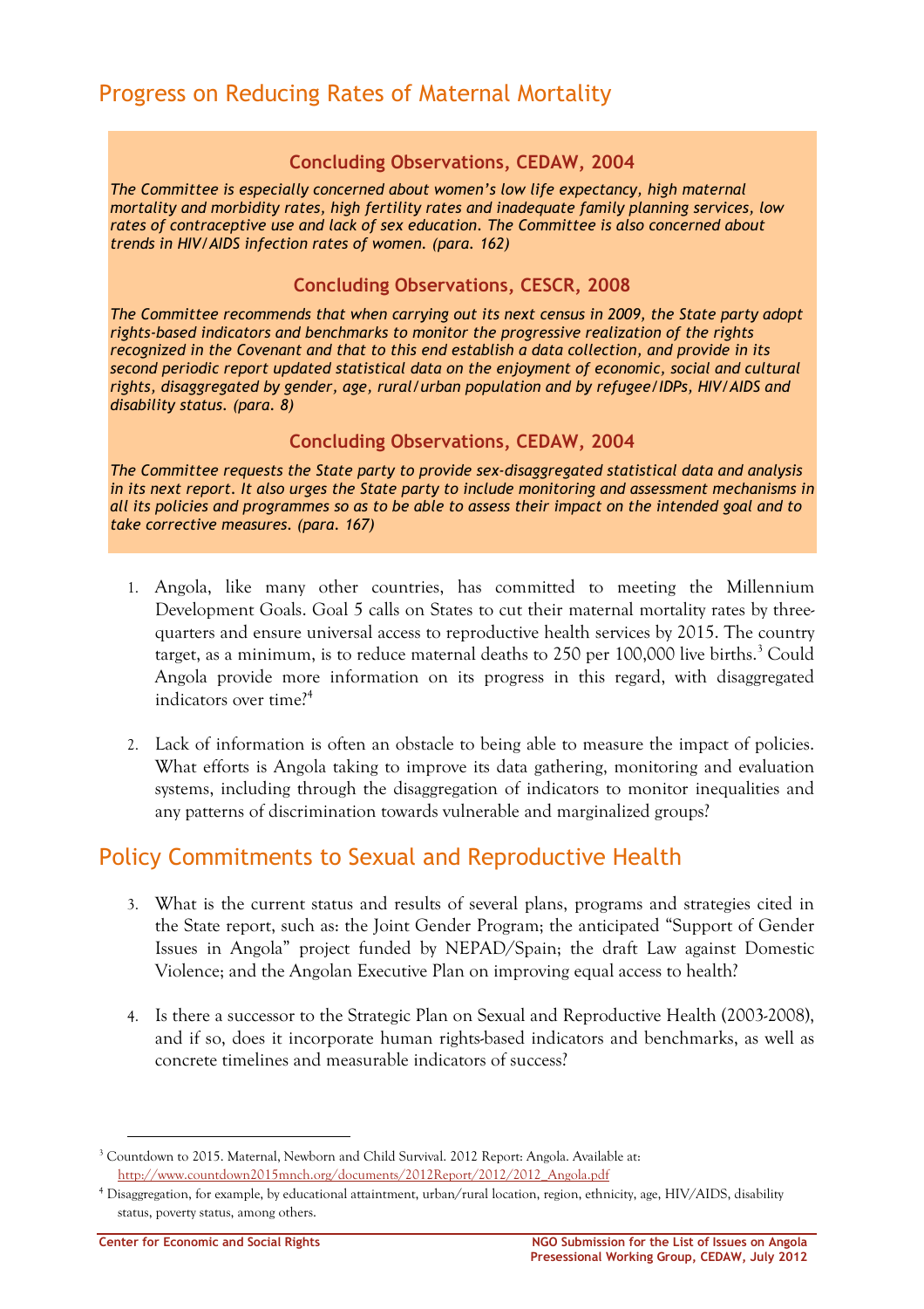## Progress on Reducing Rates of Maternal Mortality

**Concluding Observations, CEDAW, 2004**

*The Committee is especially concerned about women's low life expectancy, high maternal mortality and morbidity rates, high fertility rates and inadequate family planning services, low rates of contraceptive use and lack of sex education. The Committee is also concerned about trends in HIV/AIDS infection rates of women. (para. 162)*

**Concluding Observations, CESCR, 2008**

*The Committee recommends that when carrying out its next census in 2009, the State party adopt rights-based indicators and benchmarks to monitor the progressive realization of the rights recognized in the Covenant and that to this end establish a data collection, and provide in its second periodic report updated statistical data on the enjoyment of economic, social and cultural rights, disaggregated by gender, age, rural/urban population and by refugee/IDPs, HIV/AIDS and disability status. (para. 8)*

**Concluding Observations, CEDAW, 2004**

*The Committee requests the State party to provide sex-disaggregated statistical data and analysis in its next report. It also urges the State party to include monitoring and assessment mechanisms in all its policies and programmes so as to be able to assess their impact on the intended goal and to take corrective measures. (para. 167)*

1. Angola, like many other countries, has committed to meeting the Millennium Development Goals. Goal 5 calls on States to cut their maternal mortality rates by three-quarters and ensure universal access to reproductive health services by 2015. The country target, as a minimum, is to reduce maternal deaths to 250 per 100,000 live births.[3] Could Angola provide more information on its progress in this regard, with disaggregated indicators over time?[4]

2. Lack of information is often an obstacle to being able to measure the impact of policies. What efforts is Angola taking to improve its data gathering, monitoring and evaluation systems, including through the disaggregation of indicators to monitor inequalities and any patterns of discrimination towards vulnerable and marginalized groups?

## Policy Commitments to Sexual and Reproductive Health

3. What is the current status and results of several plans, programs and strategies cited in the State report, such as: the Joint Gender Program; the anticipated "Support of Gender Issues in Angola" project funded by NEPAD/Spain; the draft Law against Domestic Violence; and the Angolan Executive Plan on improving equal access to health?

4. Is there a successor to the Strategic Plan on Sexual and Reproductive Health (2003-2008), and if so, does it incorporate human rights-based indicators and benchmarks, as well as concrete timelines and measurable indicators of success?

---

[3] Countdown to 2015. Maternal, Newborn and Child Survival. 2012 Report: Angola. Available at: http://www.countdown2015mnch.org/documents/2012Report/2012/2012_Angola.pdf

[4] Disaggregation, for example, by educational attainment, urban/rural location, region, ethnicity, age, HIV/AIDS, disability status, poverty status, among others.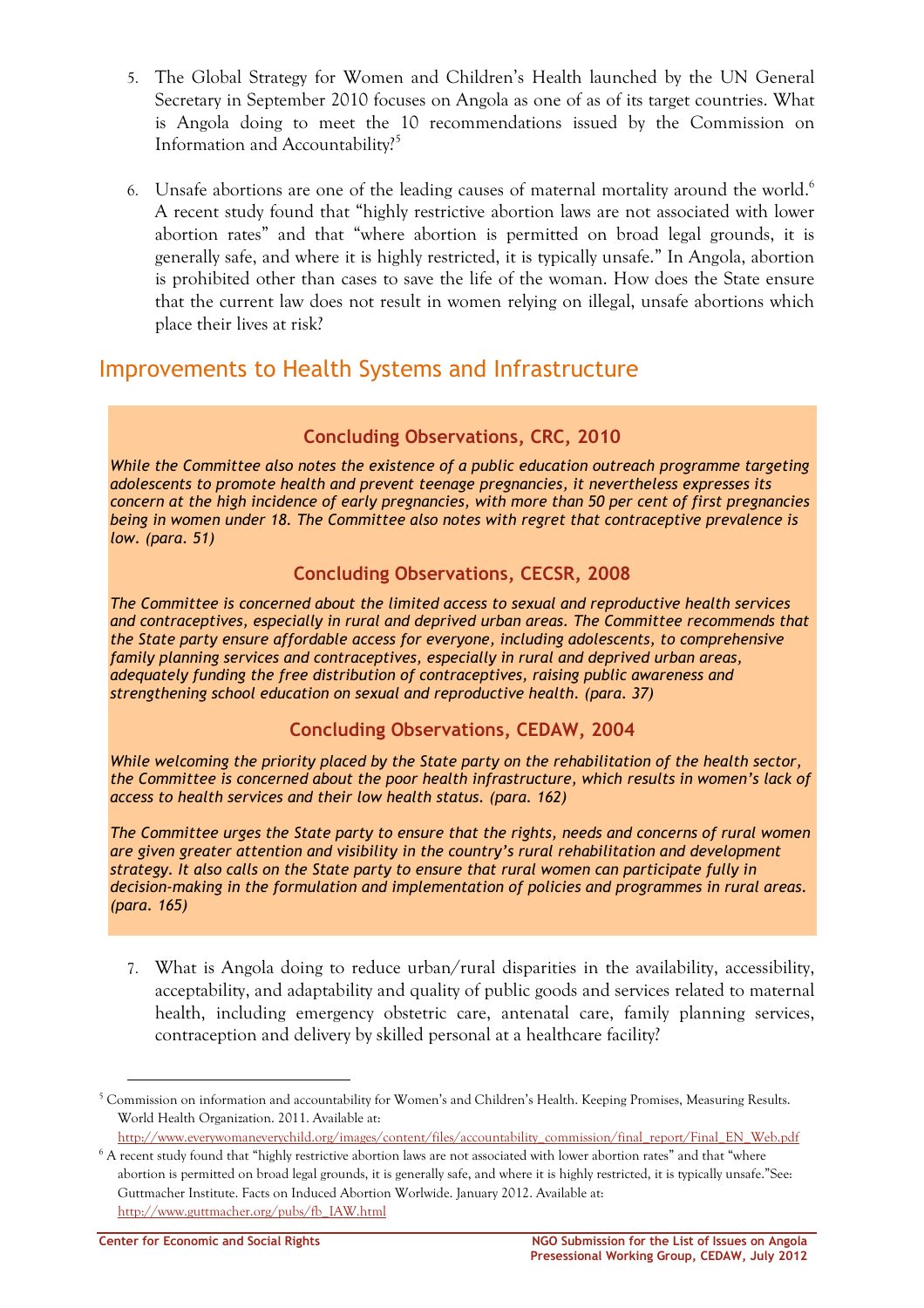5. The Global Strategy for Women and Children's Health launched by the UN General Secretary in September 2010 focuses on Angola as one of as of its target countries. What is Angola doing to meet the 10 recommendations issued by the Commission on Information and Accountability?[5]

6. Unsafe abortions are one of the leading causes of maternal mortality around the world.[6] A recent study found that "highly restrictive abortion laws are not associated with lower abortion rates" and that "where abortion is permitted on broad legal grounds, it is generally safe, and where it is highly restricted, it is typically unsafe." In Angola, abortion is prohibited other than cases to save the life of the woman. How does the State ensure that the current law does not result in women relying on illegal, unsafe abortions which place their lives at risk?

## Improvements to Health Systems and Infrastructure

### Concluding Observations, CRC, 2010

*While the Committee also notes the existence of a public education outreach programme targeting adolescents to promote health and prevent teenage pregnancies, it nevertheless expresses its concern at the high incidence of early pregnancies, with more than 50 per cent of first pregnancies being in women under 18. The Committee also notes with regret that contraceptive prevalence is low. (para. 51)*

### Concluding Observations, CECSR, 2008

*The Committee is concerned about the limited access to sexual and reproductive health services and contraceptives, especially in rural and deprived urban areas. The Committee recommends that the State party ensure affordable access for everyone, including adolescents, to comprehensive family planning services and contraceptives, especially in rural and deprived urban areas, adequately funding the free distribution of contraceptives, raising public awareness and strengthening school education on sexual and reproductive health. (para. 37)*

### Concluding Observations, CEDAW, 2004

*While welcoming the priority placed by the State party on the rehabilitation of the health sector, the Committee is concerned about the poor health infrastructure, which results in women's lack of access to health services and their low health status. (para. 162)*

*The Committee urges the State party to ensure that the rights, needs and concerns of rural women are given greater attention and visibility in the country's rural rehabilitation and development strategy. It also calls on the State party to ensure that rural women can participate fully in decision-making in the formulation and implementation of policies and programmes in rural areas. (para. 165)*

7. What is Angola doing to reduce urban/rural disparities in the availability, accessibility, acceptability, and adaptability and quality of public goods and services related to maternal health, including emergency obstetric care, antenatal care, family planning services, contraception and delivery by skilled personal at a healthcare facility?

---

[5] Commission on information and accountability for Women's and Children's Health. Keeping Promises, Measuring Results. World Health Organization. 2011. Available at: http://www.everywomaneverychild.org/images/content/files/accountability_commission/final_report/Final_EN_Web.pdf

[6] A recent study found that "highly restrictive abortion laws are not associated with lower abortion rates" and that "where abortion is permitted on broad legal grounds, it is generally safe, and where it is highly restricted, it is typically unsafe."See: Guttmacher Institute. Facts on Induced Abortion Worlwide. January 2012. Available at: http://www.guttmacher.org/pubs/fb_IAW.html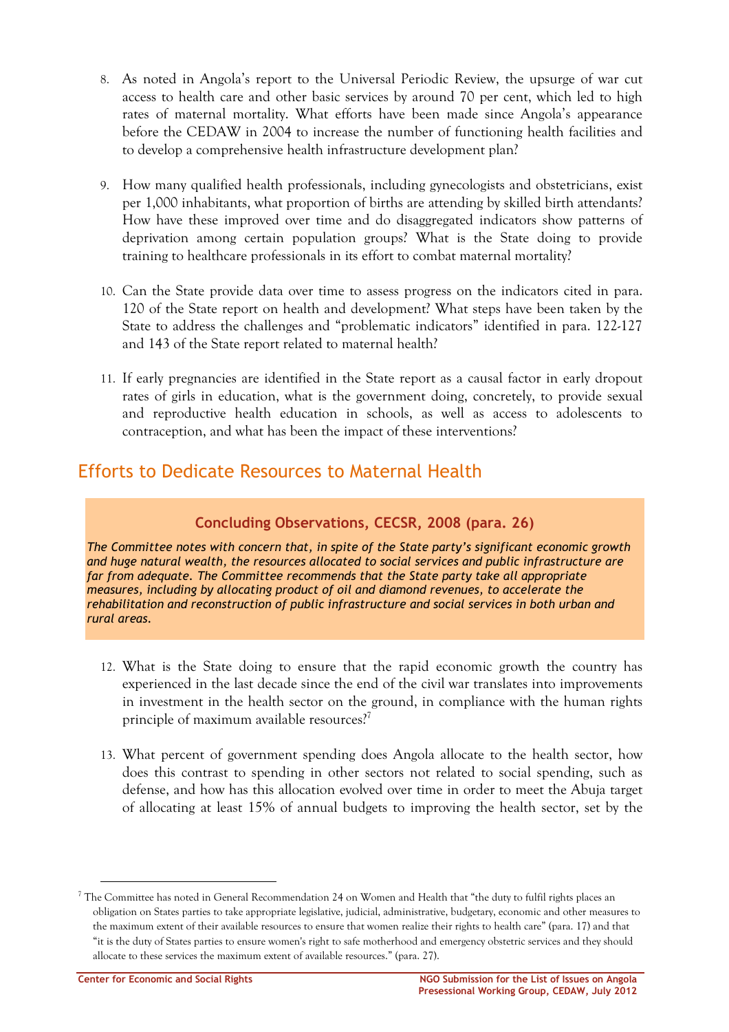8. As noted in Angola's report to the Universal Periodic Review, the upsurge of war cut access to health care and other basic services by around 70 per cent, which led to high rates of maternal mortality. What efforts have been made since Angola's appearance before the CEDAW in 2004 to increase the number of functioning health facilities and to develop a comprehensive health infrastructure development plan?

9. How many qualified health professionals, including gynecologists and obstetricians, exist per 1,000 inhabitants, what proportion of births are attending by skilled birth attendants? How have these improved over time and do disaggregated indicators show patterns of deprivation among certain population groups? What is the State doing to provide training to healthcare professionals in its effort to combat maternal mortality?

10. Can the State provide data over time to assess progress on the indicators cited in para. 120 of the State report on health and development? What steps have been taken by the State to address the challenges and "problematic indicators" identified in para. 122-127 and 143 of the State report related to maternal health?

11. If early pregnancies are identified in the State report as a causal factor in early dropout rates of girls in education, what is the government doing, concretely, to provide sexual and reproductive health education in schools, as well as access to adolescents to contraception, and what has been the impact of these interventions?

## Efforts to Dedicate Resources to Maternal Health

**Concluding Observations, CECSR, 2008 (para. 26)**

*The Committee notes with concern that, in spite of the State party's significant economic growth and huge natural wealth, the resources allocated to social services and public infrastructure are far from adequate. The Committee recommends that the State party take all appropriate measures, including by allocating product of oil and diamond revenues, to accelerate the rehabilitation and reconstruction of public infrastructure and social services in both urban and rural areas.*

12. What is the State doing to ensure that the rapid economic growth the country has experienced in the last decade since the end of the civil war translates into improvements in investment in the health sector on the ground, in compliance with the human rights principle of maximum available resources?[7]

13. What percent of government spending does Angola allocate to the health sector, how does this contrast to spending in other sectors not related to social spending, such as defense, and how has this allocation evolved over time in order to meet the Abuja target of allocating at least 15% of annual budgets to improving the health sector, set by the

[7] The Committee has noted in General Recommendation 24 on Women and Health that "the duty to fulfil rights places an obligation on States parties to take appropriate legislative, judicial, administrative, budgetary, economic and other measures to the maximum extent of their available resources to ensure that women realize their rights to health care" (para. 17) and that "it is the duty of States parties to ensure women's right to safe motherhood and emergency obstetric services and they should allocate to these services the maximum extent of available resources." (para. 27).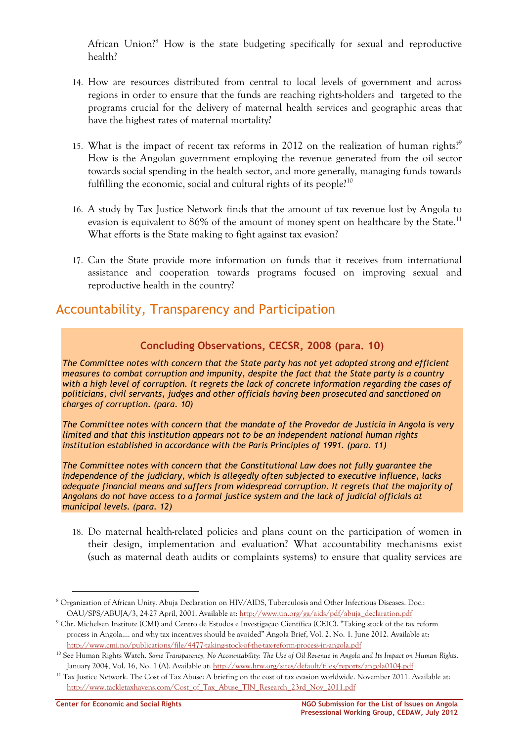African Union?[8] How is the state budgeting specifically for sexual and reproductive health?

14. How are resources distributed from central to local levels of government and across regions in order to ensure that the funds are reaching rights-holders and targeted to the programs crucial for the delivery of maternal health services and geographic areas that have the highest rates of maternal mortality?

15. What is the impact of recent tax reforms in 2012 on the realization of human rights?[9] How is the Angolan government employing the revenue generated from the oil sector towards social spending in the health sector, and more generally, managing funds towards fulfilling the economic, social and cultural rights of its people?[10]

16. A study by Tax Justice Network finds that the amount of tax revenue lost by Angola to evasion is equivalent to 86% of the amount of money spent on healthcare by the State.[11] What efforts is the State making to fight against tax evasion?

17. Can the State provide more information on funds that it receives from international assistance and cooperation towards programs focused on improving sexual and reproductive health in the country?

## Accountability, Transparency and Participation

### Concluding Observations, CECSR, 2008 (para. 10)

***The Committee notes with concern that the State party has not yet adopted strong and efficient measures to combat corruption and impunity, despite the fact that the State party is a country with a high level of corruption. It regrets the lack of concrete information regarding the cases of politicians, civil servants, judges and other officials having been prosecuted and sanctioned on charges of corruption. (para. 10)***

***The Committee notes with concern that the mandate of the Provedor de Justicia in Angola is very limited and that this institution appears not to be an independent national human rights institution established in accordance with the Paris Principles of 1991. (para. 11)***

***The Committee notes with concern that the Constitutional Law does not fully guarantee the independence of the judiciary, which is allegedly often subjected to executive influence, lacks adequate financial means and suffers from widespread corruption. It regrets that the majority of Angolans do not have access to a formal justice system and the lack of judicial officials at municipal levels. (para. 12)***

18. Do maternal health-related policies and plans count on the participation of women in their design, implementation and evaluation? What accountability mechanisms exist (such as maternal death audits or complaints systems) to ensure that quality services are

---

[8] Organization of African Unity. Abuja Declaration on HIV/AIDS, Tuberculosis and Other Infectious Diseases. Doc.: OAU/SPS/ABUJA/3, 24-27 April, 2001. Available at: http://www.un.org/ga/aids/pdf/abuja_declaration.pdf

[9] Chr. Michelsen Institute (CMI) and Centro de Estudos e Investigação Científica (CEIC). "Taking stock of the tax reform process in Angola.... and why tax incentives should be avoided" Angola Brief, Vol. 2, No. 1. June 2012. Available at: http://www.cmi.no/publications/file/4477-taking-stock-of-the-tax-reform-process-in-angola.pdf

[10] See Human Rights Watch. *Some Transparency, No Accountability: The Use of Oil Revenue in Angola and Its Impact on Human Rights*. January 2004, Vol. 16, No. 1 (A). Available at: http://www.hrw.org/sites/default/files/reports/angola0104.pdf

[11] Tax Justice Network. The Cost of Tax Abuse: A briefing on the cost of tax evasion worldwide. November 2011. Available at: http://www.tackletaxhavens.com/Cost_of_Tax_Abuse_TJN_Research_23rd_Nov_2011.pdf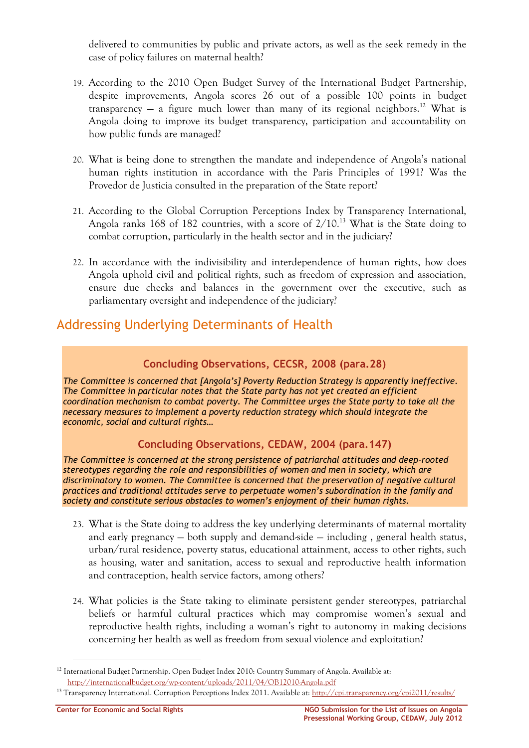delivered to communities by public and private actors, as well as the seek remedy in the case of policy failures on maternal health?

19. According to the 2010 Open Budget Survey of the International Budget Partnership, despite improvements, Angola scores 26 out of a possible 100 points in budget transparency — a figure much lower than many of its regional neighbors.[12] What is Angola doing to improve its budget transparency, participation and accountability on how public funds are managed?

20. What is being done to strengthen the mandate and independence of Angola's national human rights institution in accordance with the Paris Principles of 1991? Was the Provedor de Justicia consulted in the preparation of the State report?

21. According to the Global Corruption Perceptions Index by Transparency International, Angola ranks 168 of 182 countries, with a score of 2/10.[13] What is the State doing to combat corruption, particularly in the health sector and in the judiciary?

22. In accordance with the indivisibility and interdependence of human rights, how does Angola uphold civil and political rights, such as freedom of expression and association, ensure due checks and balances in the government over the executive, such as parliamentary oversight and independence of the judiciary?

## Addressing Underlying Determinants of Health

### Concluding Observations, CECSR, 2008 (para.28)

***The Committee is concerned that [Angola's] Poverty Reduction Strategy is apparently ineffective. The Committee in particular notes that the State party has not yet created an efficient coordination mechanism to combat poverty. The Committee urges the State party to take all the necessary measures to implement a poverty reduction strategy which should integrate the economic, social and cultural rights…***

### Concluding Observations, CEDAW, 2004 (para.147)

***The Committee is concerned at the strong persistence of patriarchal attitudes and deep-rooted stereotypes regarding the role and responsibilities of women and men in society, which are discriminatory to women. The Committee is concerned that the preservation of negative cultural practices and traditional attitudes serve to perpetuate women's subordination in the family and society and constitute serious obstacles to women's enjoyment of their human rights.***

23. What is the State doing to address the key underlying determinants of maternal mortality and early pregnancy — both supply and demand-side — including , general health status, urban/rural residence, poverty status, educational attainment, access to other rights, such as housing, water and sanitation, access to sexual and reproductive health information and contraception, health service factors, among others?

24. What policies is the State taking to eliminate persistent gender stereotypes, patriarchal beliefs or harmful cultural practices which may compromise women's sexual and reproductive health rights, including a woman's right to autonomy in making decisions concerning her health as well as freedom from sexual violence and exploitation?

---

[12] International Budget Partnership. Open Budget Index 2010: Country Summary of Angola. Available at: http://internationalbudget.org/wp-content/uploads/2011/04/OBI2010-Angola.pdf

[13] Transparency International. Corruption Perceptions Index 2011. Available at: http://cpi.transparency.org/cpi2011/results/